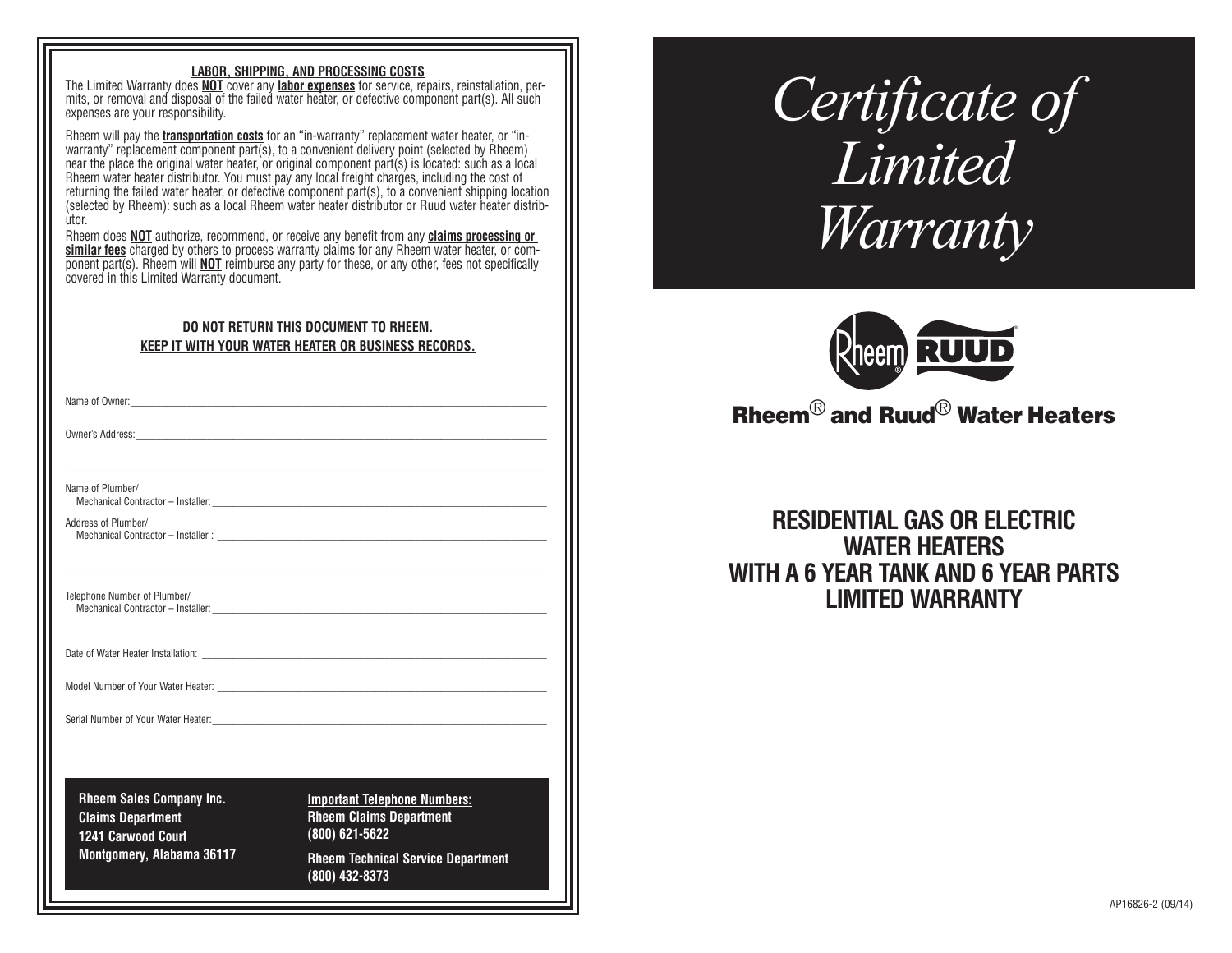## LABOR, SHIPPING, AND PROCESSING COSTS

The Limited Warranty does **NOT** cover any **labor expenses** for service, repairs, reinstallation, permits, or removal and disposal of the failed water heater, or defective component part(s). All such expenses are your responsibility.

Rheem will pay the **transportation costs** for an "in-warranty" replacement water heater, or "in-warranty" replacement component part(s), to a convenient delivery point (selected by Rheem) near the place the original water heater, or original component part(s) is located: such as a local Rheem water heater distributor. You must pay any local freight charges, including the cost of returning the failed water heater, or defective component part(s), to a convenient shipping location (selected by Rheem): such as a local Rheem water heater distributor or Ruud water heater distributor.

Rheem does **NOT** authorize, recommend, or receive any benefit from any **claims processing or similar fees** charged by others to process warranty claims for any Rheem water heater, or component part(s). Rheem will **NOT** reimburse any party for these, or any other, fees not specifically covered in this Limited Warranty document.

**DO NOT RETURN THIS DOCUMENT TO RHEEM.**
**KEEP IT WITH YOUR WATER HEATER OR BUSINESS RECORDS.**

Name of Owner: ____________________

Owner's Address: ____________________

____________________

Name of Plumber/
Mechanical Contractor – Installer: ____________________

Address of Plumber/
Mechanical Contractor – Installer : ____________________

____________________

Telephone Number of Plumber/
Mechanical Contractor – Installer: ____________________

Date of Water Heater Installation: ____________________

Model Number of Your Water Heater: ____________________

Serial Number of Your Water Heater: ____________________

**Rheem Sales Company Inc.**
**Claims Department**
**1241 Carwood Court**
**Montgomery, Alabama 36117**

**Important Telephone Numbers:**
**Rheem Claims Department**
**(800) 621-5622**

**Rheem Technical Service Department**
**(800) 432-8373**

# *Certificate of Limited Warranty*

## Rheem® and Ruud® Water Heaters

## RESIDENTIAL GAS OR ELECTRIC WATER HEATERS WITH A 6 YEAR TANK AND 6 YEAR PARTS LIMITED WARRANTY

AP16826-2 (09/14)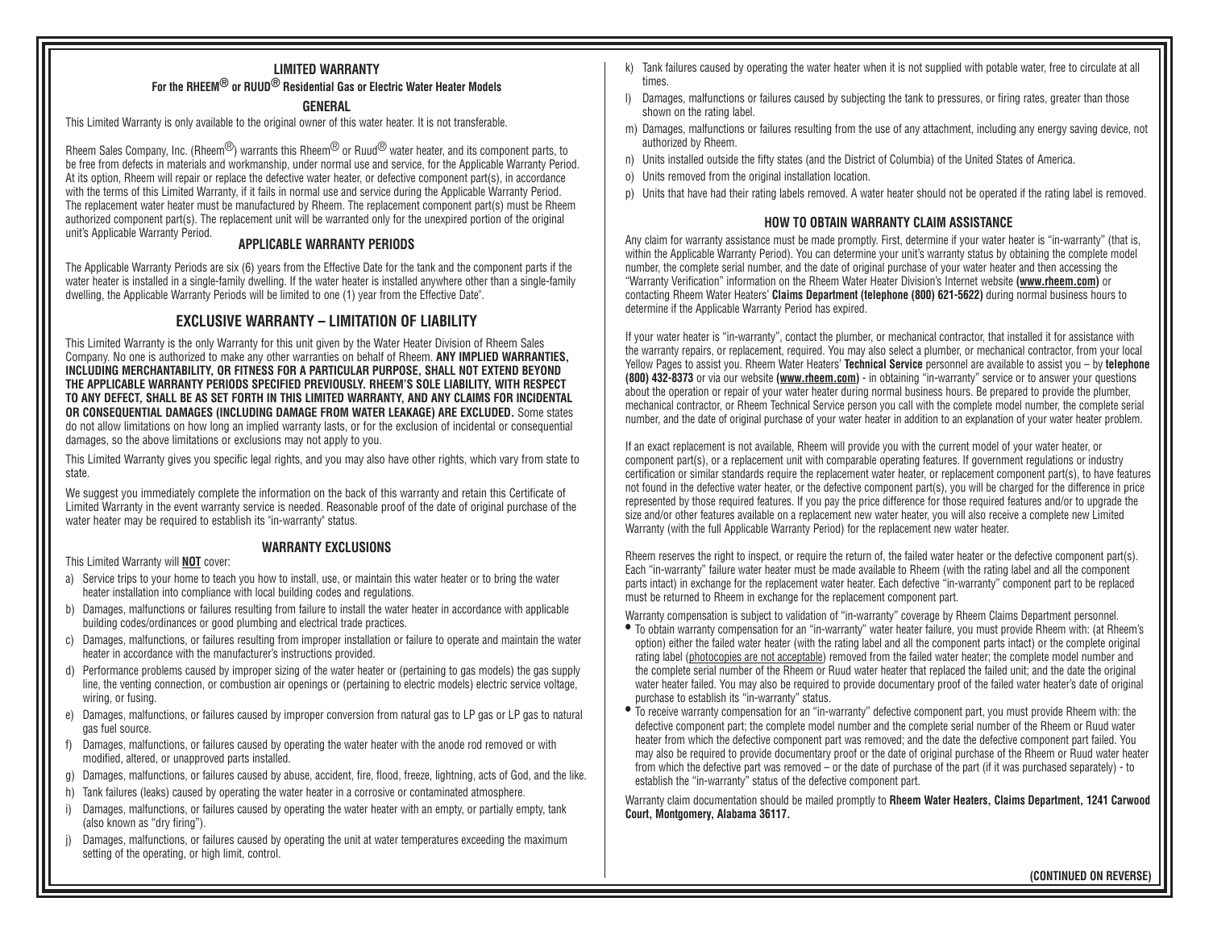## LIMITED WARRANTY

### For the RHEEM® or RUUD® Residential Gas or Electric Water Heater Models

### GENERAL

This Limited Warranty is only available to the original owner of this water heater. It is not transferable.

Rheem Sales Company, Inc. (Rheem®) warrants this Rheem® or Ruud® water heater, and its component parts, to be free from defects in materials and workmanship, under normal use and service, for the Applicable Warranty Period. At its option, Rheem will repair or replace the defective water heater, or defective component part(s), in accordance with the terms of this Limited Warranty, if it fails in normal use and service during the Applicable Warranty Period. The replacement water heater must be manufactured by Rheem. The replacement component part(s) must be Rheem authorized component part(s). The replacement unit will be warranted only for the unexpired portion of the original unit's Applicable Warranty Period.

### APPLICABLE WARRANTY PERIODS

The Applicable Warranty Periods are six (6) years from the Effective Date for the tank and the component parts if the water heater is installed in a single-family dwelling. If the water heater is installed anywhere other than a single-family dwelling, the Applicable Warranty Periods will be limited to one (1) year from the Effective Date".

## EXCLUSIVE WARRANTY – LIMITATION OF LIABILITY

This Limited Warranty is the only Warranty for this unit given by the Water Heater Division of Rheem Sales Company. No one is authorized to make any other warranties on behalf of Rheem. **ANY IMPLIED WARRANTIES, INCLUDING MERCHANTABILITY, OR FITNESS FOR A PARTICULAR PURPOSE, SHALL NOT EXTEND BEYOND THE APPLICABLE WARRANTY PERIODS SPECIFIED PREVIOUSLY. RHEEM'S SOLE LIABILITY, WITH RESPECT TO ANY DEFECT, SHALL BE AS SET FORTH IN THIS LIMITED WARRANTY, AND ANY CLAIMS FOR INCIDENTAL OR CONSEQUENTIAL DAMAGES (INCLUDING DAMAGE FROM WATER LEAKAGE) ARE EXCLUDED.** Some states do not allow limitations on how long an implied warranty lasts, or for the exclusion of incidental or consequential damages, so the above limitations or exclusions may not apply to you.

This Limited Warranty gives you specific legal rights, and you may also have other rights, which vary from state to state.

We suggest you immediately complete the information on the back of this warranty and retain this Certificate of Limited Warranty in the event warranty service is needed. Reasonable proof of the date of original purchase of the water heater may be required to establish its "in-warranty" status.

### WARRANTY EXCLUSIONS

This Limited Warranty will **NOT** cover:

a) Service trips to your home to teach you how to install, use, or maintain this water heater or to bring the water heater installation into compliance with local building codes and regulations.
b) Damages, malfunctions or failures resulting from failure to install the water heater in accordance with applicable building codes/ordinances or good plumbing and electrical trade practices.
c) Damages, malfunctions, or failures resulting from improper installation or failure to operate and maintain the water heater in accordance with the manufacturer's instructions provided.
d) Performance problems caused by improper sizing of the water heater or (pertaining to gas models) the gas supply line, the venting connection, or combustion air openings or (pertaining to electric models) electric service voltage, wiring, or fusing.
e) Damages, malfunctions, or failures caused by improper conversion from natural gas to LP gas or LP gas to natural gas fuel source.
f) Damages, malfunctions, or failures caused by operating the water heater with the anode rod removed or with modified, altered, or unapproved parts installed.
g) Damages, malfunctions, or failures caused by abuse, accident, fire, flood, freeze, lightning, acts of God, and the like.
h) Tank failures (leaks) caused by operating the water heater in a corrosive or contaminated atmosphere.
i) Damages, malfunctions, or failures caused by operating the water heater with an empty, or partially empty, tank (also known as "dry firing").
j) Damages, malfunctions, or failures caused by operating the unit at water temperatures exceeding the maximum setting of the operating, or high limit, control.
k) Tank failures caused by operating the water heater when it is not supplied with potable water, free to circulate at all times.
l) Damages, malfunctions or failures caused by subjecting the tank to pressures, or firing rates, greater than those shown on the rating label.
m) Damages, malfunctions or failures resulting from the use of any attachment, including any energy saving device, not authorized by Rheem.
n) Units installed outside the fifty states (and the District of Columbia) of the United States of America.
o) Units removed from the original installation location.
p) Units that have had their rating labels removed. A water heater should not be operated if the rating label is removed.

### HOW TO OBTAIN WARRANTY CLAIM ASSISTANCE

Any claim for warranty assistance must be made promptly. First, determine if your water heater is "in-warranty" (that is, within the Applicable Warranty Period). You can determine your unit's warranty status by obtaining the complete model number, the complete serial number, and the date of original purchase of your water heater and then accessing the "Warranty Verification" information on the Rheem Water Heater Division's Internet website **(www.rheem.com)** or contacting Rheem Water Heaters' **Claims Department (telephone (800) 621-5622)** during normal business hours to determine if the Applicable Warranty Period has expired.

If your water heater is "in-warranty", contact the plumber, or mechanical contractor, that installed it for assistance with the warranty repairs, or replacement, required. You may also select a plumber, or mechanical contractor, from your local Yellow Pages to assist you. Rheem Water Heaters' **Technical Service** personnel are available to assist you – by **telephone (800) 432-8373** or via our website **(www.rheem.com)** - in obtaining "in-warranty" service or to answer your questions about the operation or repair of your water heater during normal business hours. Be prepared to provide the plumber, mechanical contractor, or Rheem Technical Service person you call with the complete model number, the complete serial number, and the date of original purchase of your water heater in addition to an explanation of your water heater problem.

If an exact replacement is not available, Rheem will provide you with the current model of your water heater, or component part(s), or a replacement unit with comparable operating features. If government regulations or industry certification or similar standards require the replacement water heater, or replacement component part(s), to have features not found in the defective water heater, or the defective component part(s), you will be charged for the difference in price represented by those required features. If you pay the price difference for those required features and/or to upgrade the size and/or other features available on a replacement new water heater, you will also receive a complete new Limited Warranty (with the full Applicable Warranty Period) for the replacement new water heater.

Rheem reserves the right to inspect, or require the return of, the failed water heater or the defective component part(s). Each "in-warranty" failure water heater must be made available to Rheem (with the rating label and all the component parts intact) in exchange for the replacement water heater. Each defective "in-warranty" component part to be replaced must be returned to Rheem in exchange for the replacement component part.

Warranty compensation is subject to validation of "in-warranty" coverage by Rheem Claims Department personnel.

- To obtain warranty compensation for an "in-warranty" water heater failure, you must provide Rheem with: (at Rheem's option) either the failed water heater (with the rating label and all the component parts intact) or the complete original rating label (photocopies are not acceptable) removed from the failed water heater; the complete model number and the complete serial number of the Rheem or Ruud water heater that replaced the failed unit; and the date the original water heater failed. You may also be required to provide documentary proof of the failed water heater's date of original purchase to establish its "in-warranty" status.
- To receive warranty compensation for an "in-warranty" defective component part, you must provide Rheem with: the defective component part; the complete model number and the complete serial number of the Rheem or Ruud water heater from which the defective component part was removed; and the date the defective component part failed. You may also be required to provide documentary proof or the date of original purchase of the Rheem or Ruud water heater from which the defective part was removed – or the date of purchase of the part (if it was purchased separately) - to establish the "in-warranty" status of the defective component part.

Warranty claim documentation should be mailed promptly to **Rheem Water Heaters, Claims Department, 1241 Carwood Court, Montgomery, Alabama 36117.**

**(CONTINUED ON REVERSE)**